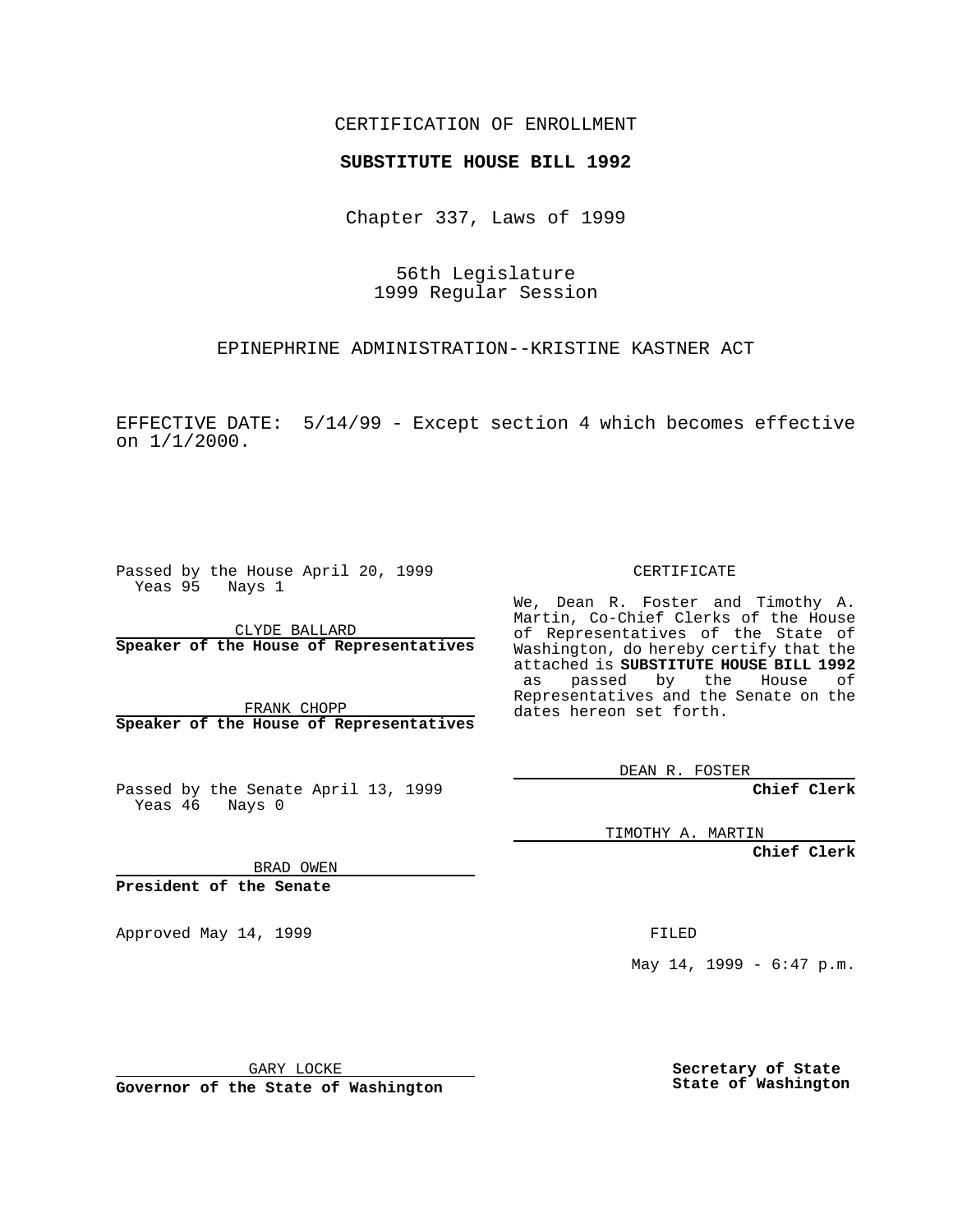CERTIFICATION OF ENROLLMENT

**SUBSTITUTE HOUSE BILL 1992**

Chapter 337, Laws of 1999

56th Legislature
1999 Regular Session

EPINEPHRINE ADMINISTRATION--KRISTINE KASTNER ACT

EFFECTIVE DATE: 5/14/99 - Except section 4 which becomes effective on 1/1/2000.

Passed by the House April 20, 1999
Yeas 95 Nays 1

CLYDE BALLARD
**Speaker of the House of Representatives**

FRANK CHOPP
**Speaker of the House of Representatives**

Passed by the Senate April 13, 1999
Yeas 46 Nays 0

BRAD OWEN
**President of the Senate**

Approved May 14, 1999

GARY LOCKE
**Governor of the State of Washington**

CERTIFICATE

We, Dean R. Foster and Timothy A. Martin, Co-Chief Clerks of the House of Representatives of the State of Washington, do hereby certify that the attached is **SUBSTITUTE HOUSE BILL 1992** as passed by the House of Representatives and the Senate on the dates hereon set forth.

DEAN R. FOSTER
**Chief Clerk**

TIMOTHY A. MARTIN
**Chief Clerk**

FILED

May 14, 1999 - 6:47 p.m.

**Secretary of State**
**State of Washington**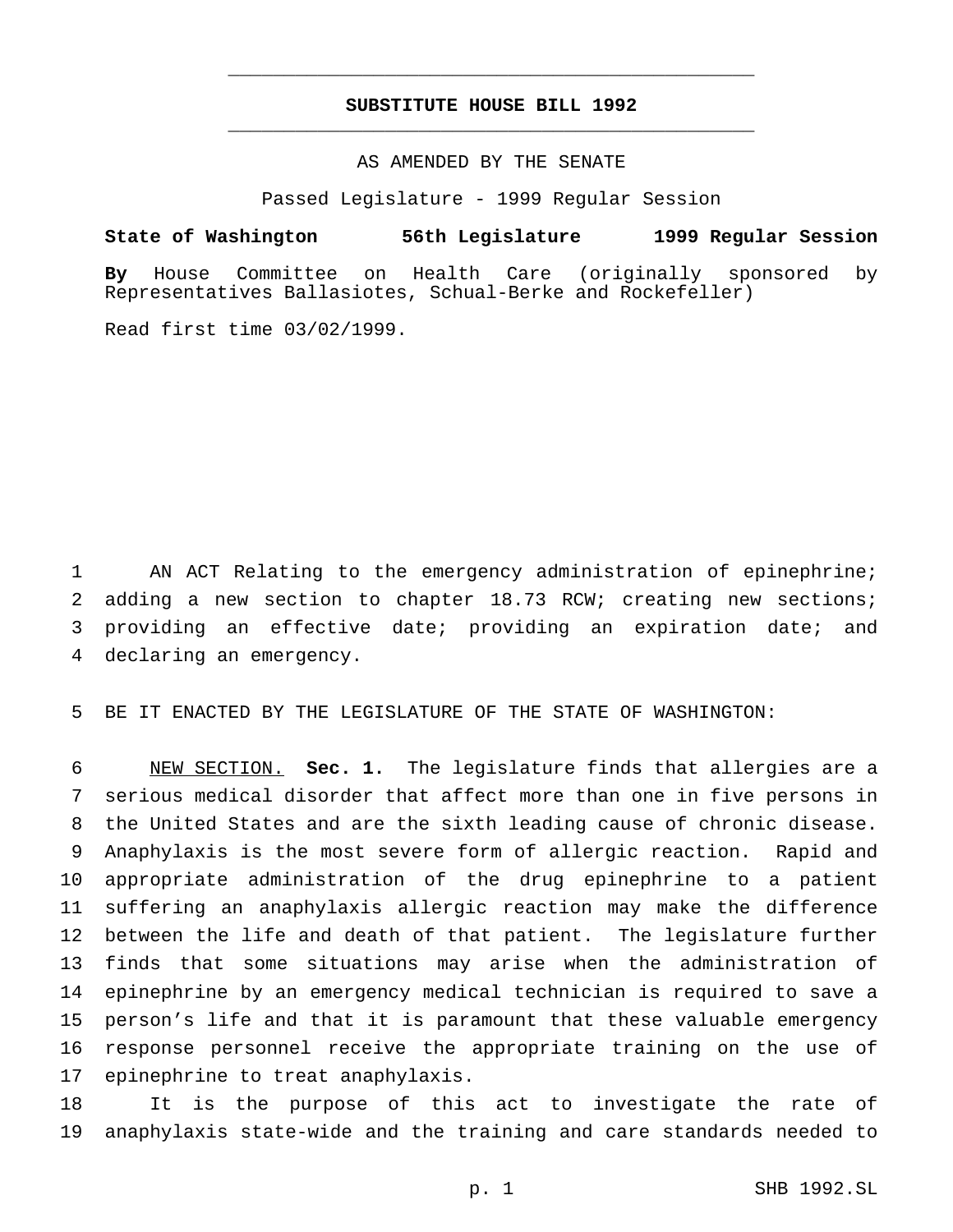# SUBSTITUTE HOUSE BILL 1992

AS AMENDED BY THE SENATE

Passed Legislature - 1999 Regular Session

**State of Washington 56th Legislature 1999 Regular Session**

**By** House Committee on Health Care (originally sponsored by Representatives Ballasiotes, Schual-Berke and Rockefeller)

Read first time 03/02/1999.

AN ACT Relating to the emergency administration of epinephrine; adding a new section to chapter 18.73 RCW; creating new sections; providing an effective date; providing an expiration date; and declaring an emergency.

BE IT ENACTED BY THE LEGISLATURE OF THE STATE OF WASHINGTON:

NEW SECTION. **Sec. 1.** The legislature finds that allergies are a serious medical disorder that affect more than one in five persons in the United States and are the sixth leading cause of chronic disease. Anaphylaxis is the most severe form of allergic reaction. Rapid and appropriate administration of the drug epinephrine to a patient suffering an anaphylaxis allergic reaction may make the difference between the life and death of that patient. The legislature further finds that some situations may arise when the administration of epinephrine by an emergency medical technician is required to save a person's life and that it is paramount that these valuable emergency response personnel receive the appropriate training on the use of epinephrine to treat anaphylaxis.

It is the purpose of this act to investigate the rate of anaphylaxis state-wide and the training and care standards needed to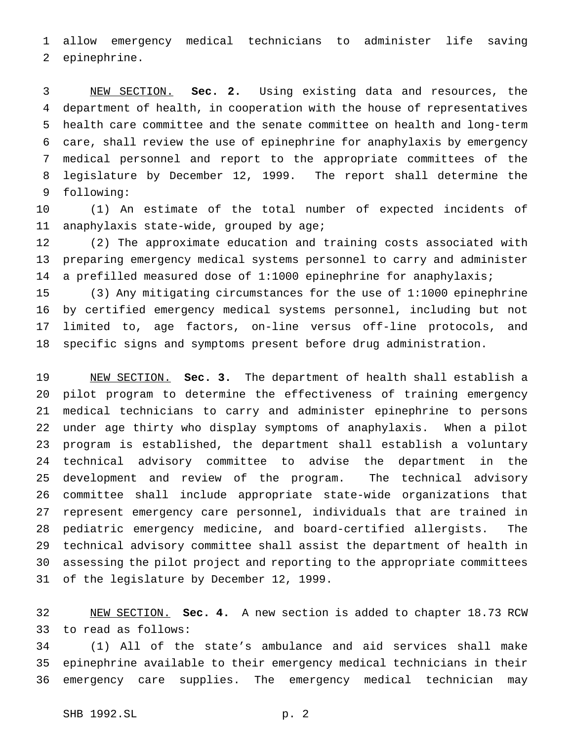allow emergency medical technicians to administer life saving epinephrine.

NEW SECTION. **Sec. 2.** Using existing data and resources, the department of health, in cooperation with the house of representatives health care committee and the senate committee on health and long-term care, shall review the use of epinephrine for anaphylaxis by emergency medical personnel and report to the appropriate committees of the legislature by December 12, 1999. The report shall determine the following:

(1) An estimate of the total number of expected incidents of anaphylaxis state-wide, grouped by age;

(2) The approximate education and training costs associated with preparing emergency medical systems personnel to carry and administer a prefilled measured dose of 1:1000 epinephrine for anaphylaxis;

(3) Any mitigating circumstances for the use of 1:1000 epinephrine by certified emergency medical systems personnel, including but not limited to, age factors, on-line versus off-line protocols, and specific signs and symptoms present before drug administration.

NEW SECTION. **Sec. 3.** The department of health shall establish a pilot program to determine the effectiveness of training emergency medical technicians to carry and administer epinephrine to persons under age thirty who display symptoms of anaphylaxis. When a pilot program is established, the department shall establish a voluntary technical advisory committee to advise the department in the development and review of the program. The technical advisory committee shall include appropriate state-wide organizations that represent emergency care personnel, individuals that are trained in pediatric emergency medicine, and board-certified allergists. The technical advisory committee shall assist the department of health in assessing the pilot project and reporting to the appropriate committees of the legislature by December 12, 1999.

NEW SECTION. **Sec. 4.** A new section is added to chapter 18.73 RCW to read as follows:

(1) All of the state's ambulance and aid services shall make epinephrine available to their emergency medical technicians in their emergency care supplies. The emergency medical technician may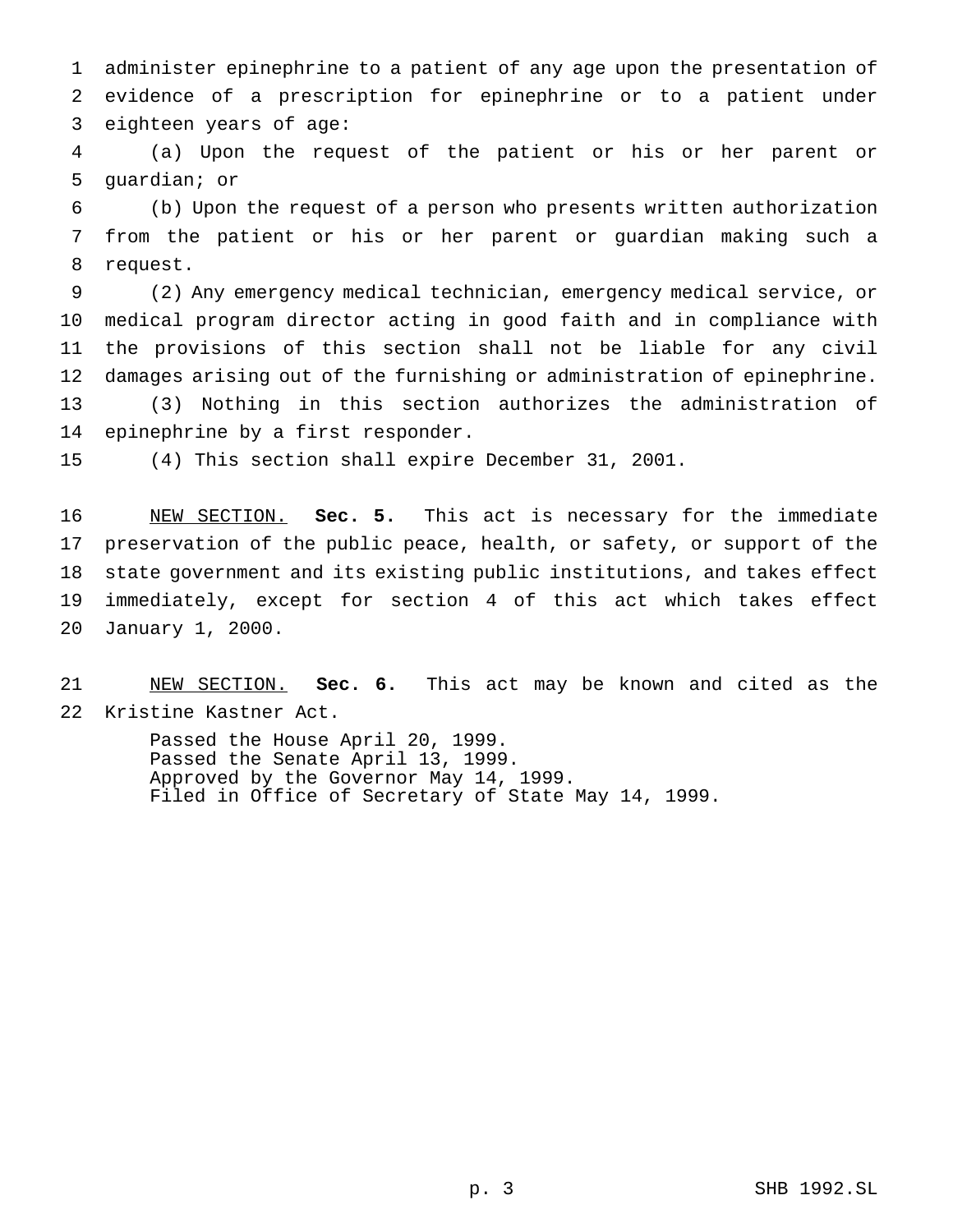administer epinephrine to a patient of any age upon the presentation of evidence of a prescription for epinephrine or to a patient under eighteen years of age:

(a) Upon the request of the patient or his or her parent or guardian; or

(b) Upon the request of a person who presents written authorization from the patient or his or her parent or guardian making such a request.

(2) Any emergency medical technician, emergency medical service, or medical program director acting in good faith and in compliance with the provisions of this section shall not be liable for any civil damages arising out of the furnishing or administration of epinephrine.

(3) Nothing in this section authorizes the administration of epinephrine by a first responder.

(4) This section shall expire December 31, 2001.

NEW SECTION. **Sec. 5.** This act is necessary for the immediate preservation of the public peace, health, or safety, or support of the state government and its existing public institutions, and takes effect immediately, except for section 4 of this act which takes effect January 1, 2000.

NEW SECTION. **Sec. 6.** This act may be known and cited as the Kristine Kastner Act.

Passed the House April 20, 1999.
Passed the Senate April 13, 1999.
Approved by the Governor May 14, 1999.
Filed in Office of Secretary of State May 14, 1999.